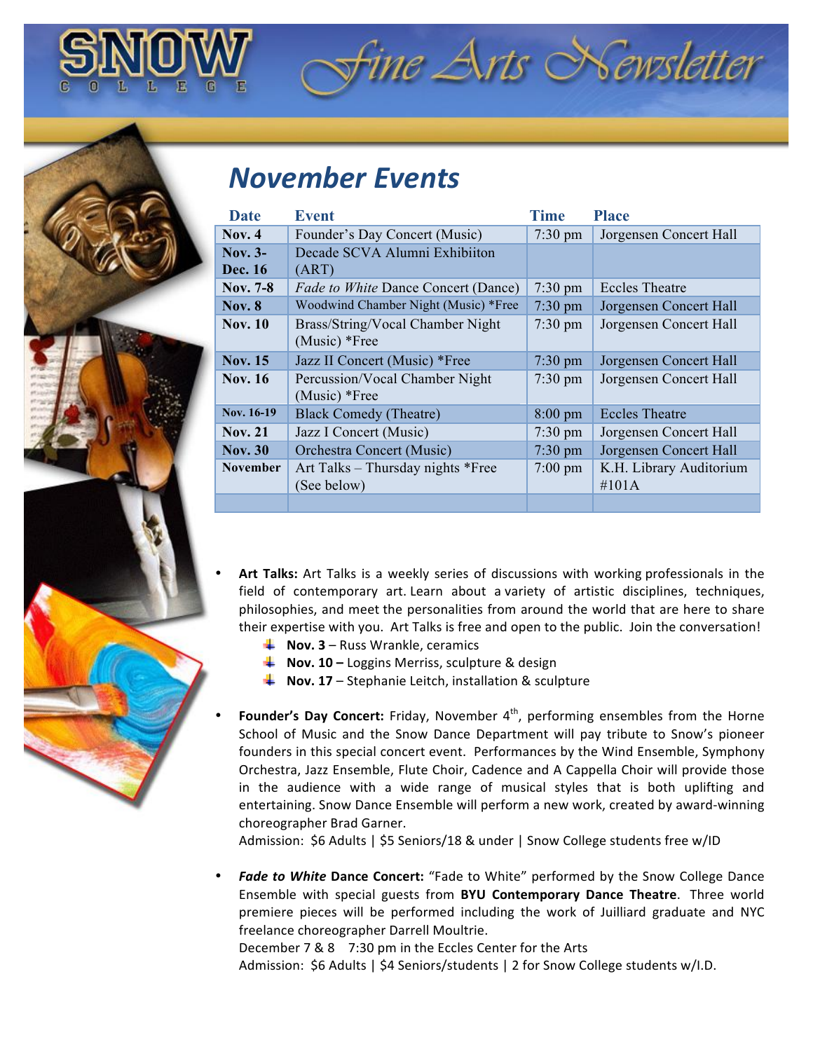# SNOW COLLEGE Fine Arts Newsletter

## November Events

| Date | Event | Time | Place |
|---|---|---|---|
| **Nov. 4** | Founder's Day Concert (Music) | 7:30 pm | Jorgensen Concert Hall |
| **Nov. 3-Dec. 16** | Decade SCVA Alumni Exhibiiton (ART) | | |
| **Nov. 7-8** | *Fade to White* Dance Concert (Dance) | 7:30 pm | Eccles Theatre |
| **Nov. 8** | Woodwind Chamber Night (Music) *Free | 7:30 pm | Jorgensen Concert Hall |
| **Nov. 10** | Brass/String/Vocal Chamber Night (Music) *Free | 7:30 pm | Jorgensen Concert Hall |
| **Nov. 15** | Jazz II Concert (Music) *Free | 7:30 pm | Jorgensen Concert Hall |
| **Nov. 16** | Percussion/Vocal Chamber Night (Music) *Free | 7:30 pm | Jorgensen Concert Hall |
| **Nov. 16-19** | Black Comedy (Theatre) | 8:00 pm | Eccles Theatre |
| **Nov. 21** | Jazz I Concert (Music) | 7:30 pm | Jorgensen Concert Hall |
| **Nov. 30** | Orchestra Concert (Music) | 7:30 pm | Jorgensen Concert Hall |
| **November** | Art Talks – Thursday nights *Free (See below) | 7:00 pm | K.H. Library Auditorium #101A |
| | | | |

- **Art Talks:** Art Talks is a weekly series of discussions with working professionals in the field of contemporary art. Learn about a variety of artistic disciplines, techniques, philosophies, and meet the personalities from around the world that are here to share their expertise with you. Art Talks is free and open to the public. Join the conversation!
  - **Nov. 3** – Russ Wrankle, ceramics
  - **Nov. 10 –** Loggins Merriss, sculpture & design
  - **Nov. 17** – Stephanie Leitch, installation & sculpture

- **Founder's Day Concert:** Friday, November 4th, performing ensembles from the Horne School of Music and the Snow Dance Department will pay tribute to Snow's pioneer founders in this special concert event. Performances by the Wind Ensemble, Symphony Orchestra, Jazz Ensemble, Flute Choir, Cadence and A Cappella Choir will provide those in the audience with a wide range of musical styles that is both uplifting and entertaining. Snow Dance Ensemble will perform a new work, created by award-winning choreographer Brad Garner.
  Admission: $6 Adults | $5 Seniors/18 & under | Snow College students free w/ID

- ***Fade to White* Dance Concert:** "Fade to White" performed by the Snow College Dance Ensemble with special guests from **BYU Contemporary Dance Theatre**. Three world premiere pieces will be performed including the work of Juilliard graduate and NYC freelance choreographer Darrell Moultrie.
  December 7 & 8 7:30 pm in the Eccles Center for the Arts
  Admission: $6 Adults | $4 Seniors/students | 2 for Snow College students w/I.D.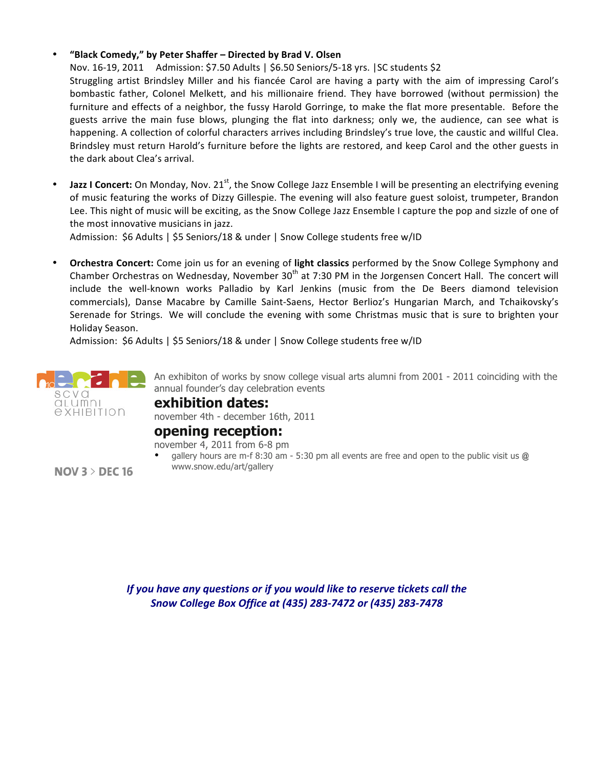- **"Black Comedy," by Peter Shaffer – Directed by Brad V. Olsen**
  Nov. 16-19, 2011 Admission: $7.50 Adults | $6.50 Seniors/5-18 yrs. |SC students $2
  Struggling artist Brindsley Miller and his fiancée Carol are having a party with the aim of impressing Carol's bombastic father, Colonel Melkett, and his millionaire friend. They have borrowed (without permission) the furniture and effects of a neighbor, the fussy Harold Gorringe, to make the flat more presentable. Before the guests arrive the main fuse blows, plunging the flat into darkness; only we, the audience, can see what is happening. A collection of colorful characters arrives including Brindsley's true love, the caustic and willful Clea. Brindsley must return Harold's furniture before the lights are restored, and keep Carol and the other guests in the dark about Clea's arrival.

- **Jazz I Concert:** On Monday, Nov. 21st, the Snow College Jazz Ensemble I will be presenting an electrifying evening of music featuring the works of Dizzy Gillespie. The evening will also feature guest soloist, trumpeter, Brandon Lee. This night of music will be exciting, as the Snow College Jazz Ensemble I capture the pop and sizzle of one of the most innovative musicians in jazz.
  Admission: $6 Adults | $5 Seniors/18 & under | Snow College students free w/ID

- **Orchestra Concert:** Come join us for an evening of **light classics** performed by the Snow College Symphony and Chamber Orchestras on Wednesday, November 30th at 7:30 PM in the Jorgensen Concert Hall. The concert will include the well-known works Palladio by Karl Jenkins (music from the De Beers diamond television commercials), Danse Macabre by Camille Saint-Saens, Hector Berlioz's Hungarian March, and Tchaikovsky's Serenade for Strings. We will conclude the evening with some Christmas music that is sure to brighten your Holiday Season.
  Admission: $6 Adults | $5 Seniors/18 & under | Snow College students free w/ID

decade
scva alumni exhibition

NOV 3 > DEC 16

An exhibiton of works by snow college visual arts alumni from 2001 - 2011 coinciding with the annual founder's day celebration events

## exhibition dates:

november 4th - december 16th, 2011

## opening reception:

november 4, 2011 from 6-8 pm

- gallery hours are m-f 8:30 am - 5:30 pm all events are free and open to the public visit us @ www.snow.edu/art/gallery

***If you have any questions or if you would like to reserve tickets call the Snow College Box Office at (435) 283-7472 or (435) 283-7478***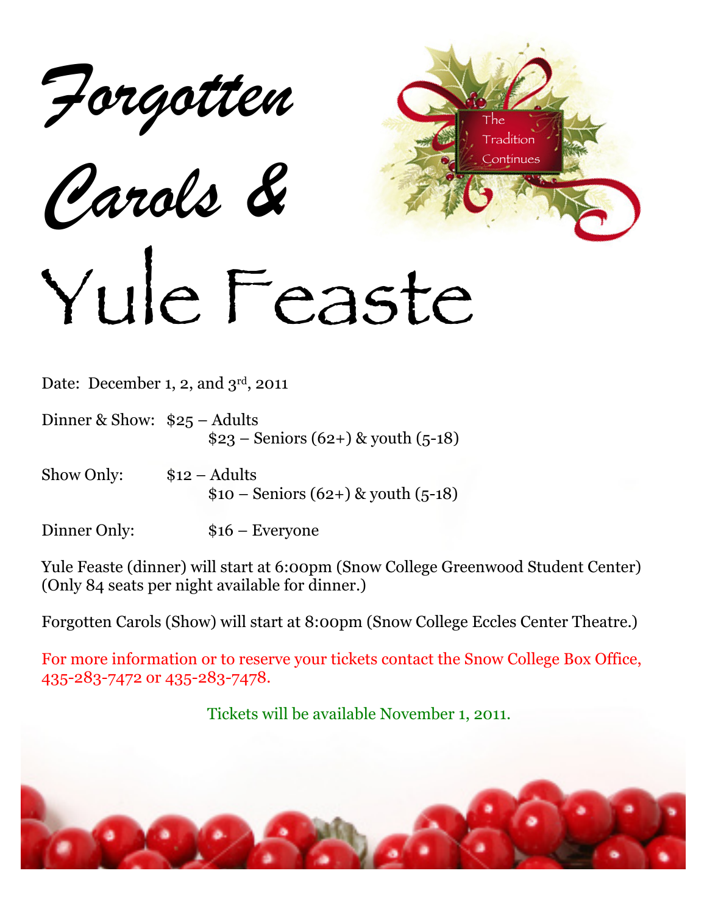# Forgotten Carols & Yule Feaste

The Tradition Continues

Date: December 1, 2, and 3rd, 2011

| | | |
|---|---|---|
| Dinner & Show: | $25 – Adults | |
| | $23 – Seniors (62+) & youth (5-18) | |
| Show Only: | $12 – Adults | |
| | $10 – Seniors (62+) & youth (5-18) | |
| Dinner Only: | $16 – Everyone | |

Yule Feaste (dinner) will start at 6:00pm (Snow College Greenwood Student Center) (Only 84 seats per night available for dinner.)

Forgotten Carols (Show) will start at 8:00pm (Snow College Eccles Center Theatre.)

For more information or to reserve your tickets contact the Snow College Box Office, 435-283-7472 or 435-283-7478.

Tickets will be available November 1, 2011.